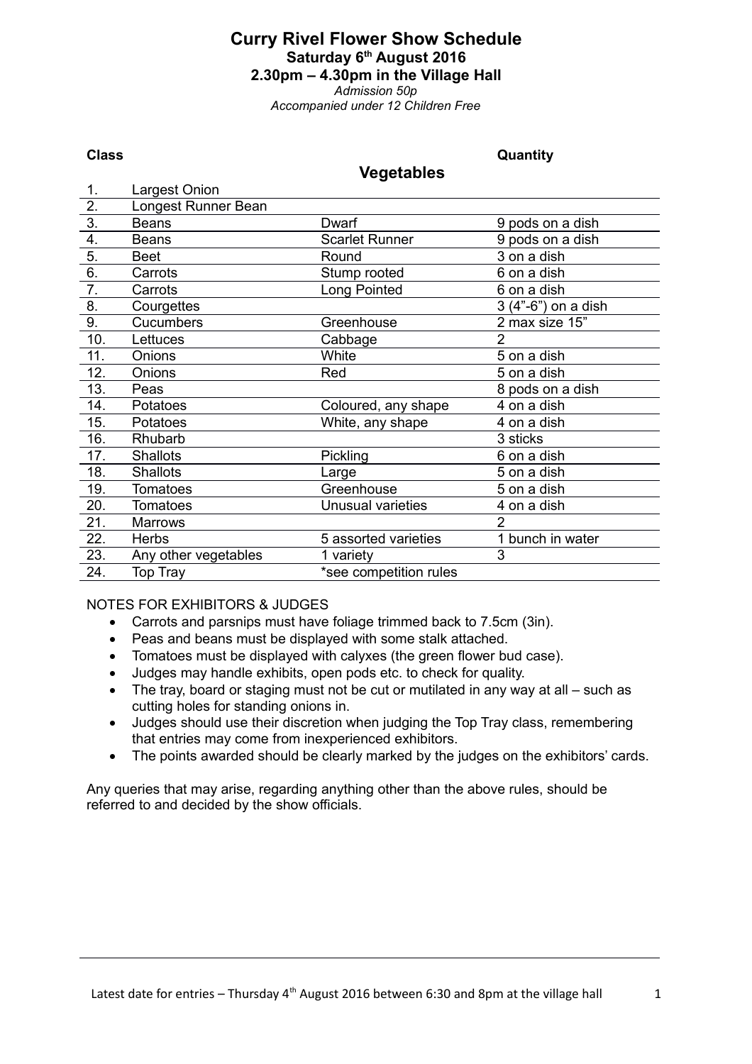# Curry Rivel Flower Show Schedule

**Saturday 6th August 2016**

**2.30pm – 4.30pm in the Village Hall**

*Admission 50p*

*Accompanied under 12 Children Free*

## Vegetables

| Class | | | Quantity |
|---|---|---|---|
| 1. | Largest Onion | | |
| 2. | Longest Runner Bean | | |
| 3. | Beans | Dwarf | 9 pods on a dish |
| 4. | Beans | Scarlet Runner | 9 pods on a dish |
| 5. | Beet | Round | 3 on a dish |
| 6. | Carrots | Stump rooted | 6 on a dish |
| 7. | Carrots | Long Pointed | 6 on a dish |
| 8. | Courgettes | | 3 (4”-6”) on a dish |
| 9. | Cucumbers | Greenhouse | 2 max size 15” |
| 10. | Lettuces | Cabbage | 2 |
| 11. | Onions | White | 5 on a dish |
| 12. | Onions | Red | 5 on a dish |
| 13. | Peas | | 8 pods on a dish |
| 14. | Potatoes | Coloured, any shape | 4 on a dish |
| 15. | Potatoes | White, any shape | 4 on a dish |
| 16. | Rhubarb | | 3 sticks |
| 17. | Shallots | Pickling | 6 on a dish |
| 18. | Shallots | Large | 5 on a dish |
| 19. | Tomatoes | Greenhouse | 5 on a dish |
| 20. | Tomatoes | Unusual varieties | 4 on a dish |
| 21. | Marrows | | 2 |
| 22. | Herbs | 5 assorted varieties | 1 bunch in water |
| 23. | Any other vegetables | 1 variety | 3 |
| 24. | Top Tray | *see competition rules | |

NOTES FOR EXHIBITORS & JUDGES

- Carrots and parsnips must have foliage trimmed back to 7.5cm (3in).
- Peas and beans must be displayed with some stalk attached.
- Tomatoes must be displayed with calyxes (the green flower bud case).
- Judges may handle exhibits, open pods etc. to check for quality.
- The tray, board or staging must not be cut or mutilated in any way at all – such as cutting holes for standing onions in.
- Judges should use their discretion when judging the Top Tray class, remembering that entries may come from inexperienced exhibitors.
- The points awarded should be clearly marked by the judges on the exhibitors’ cards.

Any queries that may arise, regarding anything other than the above rules, should be referred to and decided by the show officials.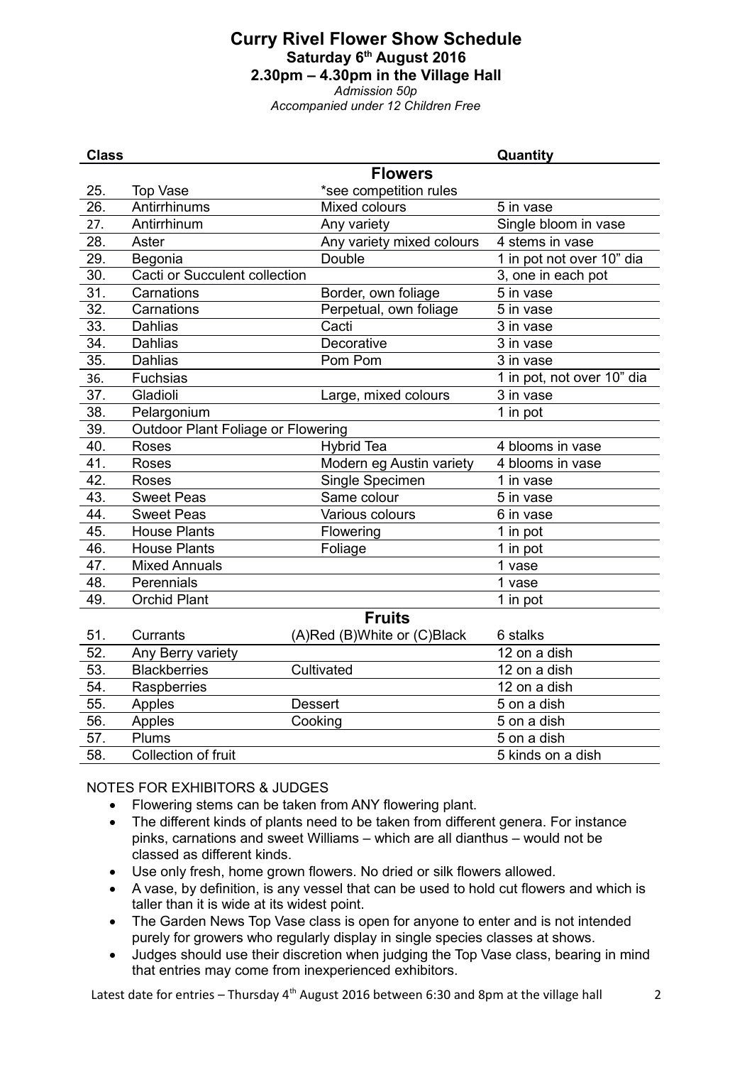# Curry Rivel Flower Show Schedule

## Saturday 6th August 2016

## 2.30pm – 4.30pm in the Village Hall

*Admission 50p*

*Accompanied under 12 Children Free*

| Class | | | Quantity |
|---|---|---|---|
| | | **Flowers** | |
| 25. | Top Vase | *see competition rules | |
| 26. | Antirrhinums | Mixed colours | 5 in vase |
| 27. | Antirrhinum | Any variety | Single bloom in vase |
| 28. | Aster | Any variety mixed colours | 4 stems in vase |
| 29. | Begonia | Double | 1 in pot not over 10" dia |
| 30. | Cacti or Succulent collection | | 3, one in each pot |
| 31. | Carnations | Border, own foliage | 5 in vase |
| 32. | Carnations | Perpetual, own foliage | 5 in vase |
| 33. | Dahlias | Cacti | 3 in vase |
| 34. | Dahlias | Decorative | 3 in vase |
| 35. | Dahlias | Pom Pom | 3 in vase |
| 36. | Fuchsias | | 1 in pot, not over 10" dia |
| 37. | Gladioli | Large, mixed colours | 3 in vase |
| 38. | Pelargonium | | 1 in pot |
| 39. | Outdoor Plant Foliage or Flowering | | |
| 40. | Roses | Hybrid Tea | 4 blooms in vase |
| 41. | Roses | Modern eg Austin variety | 4 blooms in vase |
| 42. | Roses | Single Specimen | 1 in vase |
| 43. | Sweet Peas | Same colour | 5 in vase |
| 44. | Sweet Peas | Various colours | 6 in vase |
| 45. | House Plants | Flowering | 1 in pot |
| 46. | House Plants | Foliage | 1 in pot |
| 47. | Mixed Annuals | | 1 vase |
| 48. | Perennials | | 1 vase |
| 49. | Orchid Plant | | 1 in pot |
| | | **Fruits** | |
| 51. | Currants | (A)Red (B)White or (C)Black | 6 stalks |
| 52. | Any Berry variety | | 12 on a dish |
| 53. | Blackberries | Cultivated | 12 on a dish |
| 54. | Raspberries | | 12 on a dish |
| 55. | Apples | Dessert | 5 on a dish |
| 56. | Apples | Cooking | 5 on a dish |
| 57. | Plums | | 5 on a dish |
| 58. | Collection of fruit | | 5 kinds on a dish |

NOTES FOR EXHIBITORS & JUDGES

- Flowering stems can be taken from ANY flowering plant.
- The different kinds of plants need to be taken from different genera. For instance pinks, carnations and sweet Williams – which are all dianthus – would not be classed as different kinds.
- Use only fresh, home grown flowers. No dried or silk flowers allowed.
- A vase, by definition, is any vessel that can be used to hold cut flowers and which is taller than it is wide at its widest point.
- The Garden News Top Vase class is open for anyone to enter and is not intended purely for growers who regularly display in single species classes at shows.
- Judges should use their discretion when judging the Top Vase class, bearing in mind that entries may come from inexperienced exhibitors.

Latest date for entries – Thursday 4th August 2016 between 6:30 and 8pm at the village hall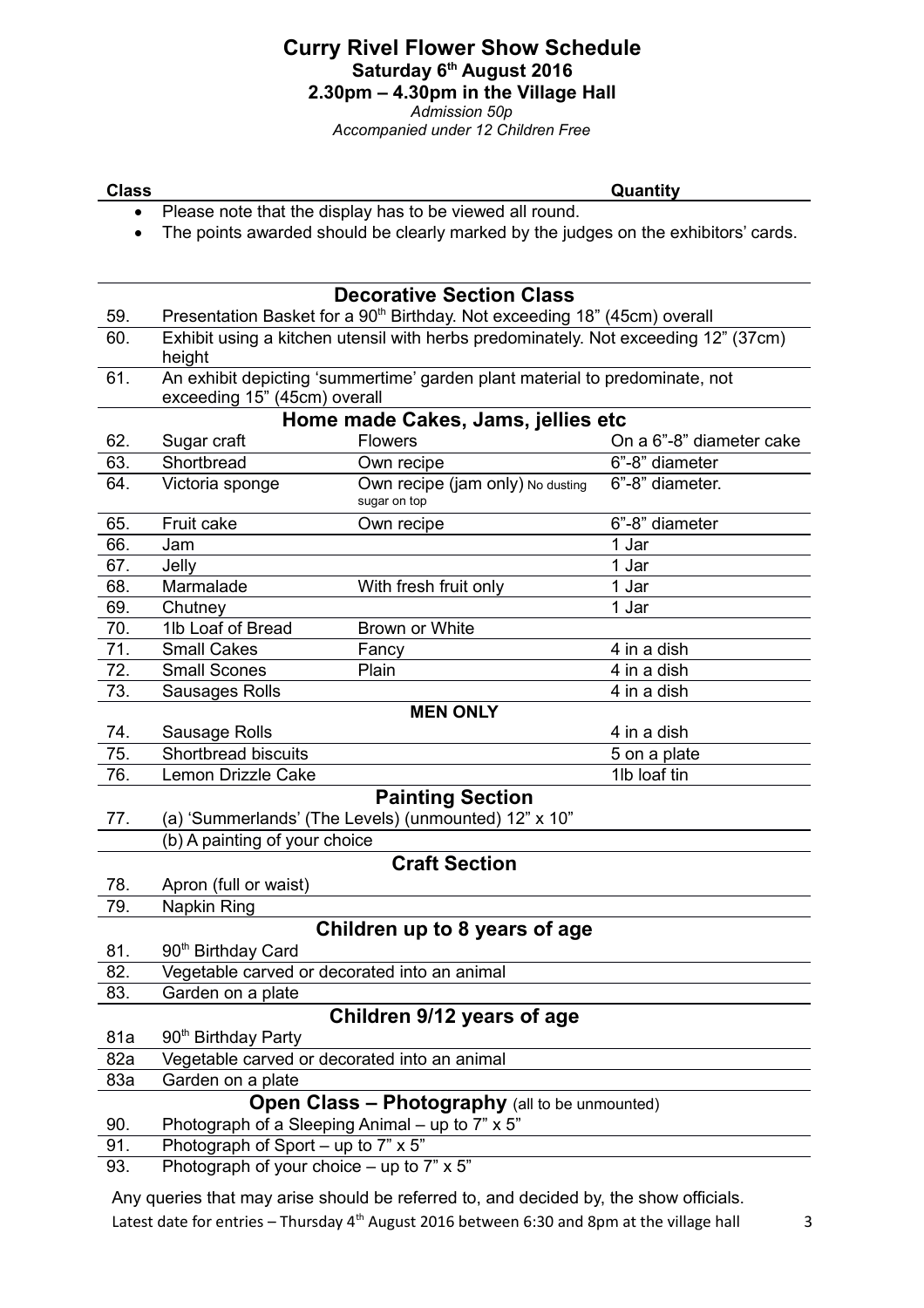# Curry Rivel Flower Show Schedule

**Saturday 6th August 2016**

**2.30pm – 4.30pm in the Village Hall**

*Admission 50p*

*Accompanied under 12 Children Free*

| Class | | | Quantity |
|---|---|---|---|

- Please note that the display has to be viewed all round.
- The points awarded should be clearly marked by the judges on the exhibitors' cards.

| | **Decorative Section Class** | | |
|---|---|---|---|
| 59. | Presentation Basket for a 90th Birthday. Not exceeding 18" (45cm) overall | | |
| 60. | Exhibit using a kitchen utensil with herbs predominately. Not exceeding 12" (37cm) height | | |
| 61. | An exhibit depicting 'summertime' garden plant material to predominate, not exceeding 15" (45cm) overall | | |
| | **Home made Cakes, Jams, jellies etc** | | |
| 62. | Sugar craft | Flowers | On a 6"-8" diameter cake |
| 63. | Shortbread | Own recipe | 6"-8" diameter |
| 64. | Victoria sponge | Own recipe (jam only) No dusting sugar on top | 6"-8" diameter. |
| 65. | Fruit cake | Own recipe | 6"-8" diameter |
| 66. | Jam | | 1 Jar |
| 67. | Jelly | | 1 Jar |
| 68. | Marmalade | With fresh fruit only | 1 Jar |
| 69. | Chutney | | 1 Jar |
| 70. | 1lb Loaf of Bread | Brown or White | |
| 71. | Small Cakes | Fancy | 4 in a dish |
| 72. | Small Scones | Plain | 4 in a dish |
| 73. | Sausages Rolls | | 4 in a dish |
| | | **MEN ONLY** | |
| 74. | Sausage Rolls | | 4 in a dish |
| 75. | Shortbread biscuits | | 5 on a plate |
| 76. | Lemon Drizzle Cake | | 1lb loaf tin |
| | **Painting Section** | | |
| 77. | (a) 'Summerlands' (The Levels) (unmounted) 12" x 10" | | |
| | (b) A painting of your choice | | |
| | **Craft Section** | | |
| 78. | Apron (full or waist) | | |
| 79. | Napkin Ring | | |
| | **Children up to 8 years of age** | | |
| 81. | 90th Birthday Card | | |
| 82. | Vegetable carved or decorated into an animal | | |
| 83. | Garden on a plate | | |
| | **Children 9/12 years of age** | | |
| 81a | 90th Birthday Party | | |
| 82a | Vegetable carved or decorated into an animal | | |
| 83a | Garden on a plate | | |
| | **Open Class – Photography** (all to be unmounted) | | |
| 90. | Photograph of a Sleeping Animal – up to 7" x 5" | | |
| 91. | Photograph of Sport – up to 7" x 5" | | |
| 93. | Photograph of your choice – up to 7" x 5" | | |

Any queries that may arise should be referred to, and decided by, the show officials.

Latest date for entries – Thursday 4th August 2016 between 6:30 and 8pm at the village hall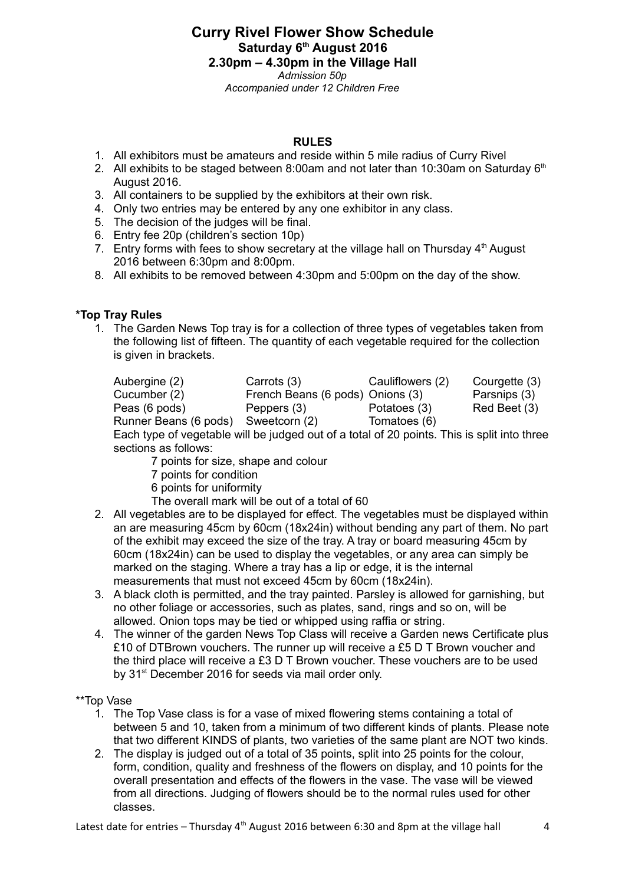# Curry Rivel Flower Show Schedule

**Saturday 6th August 2016**

**2.30pm – 4.30pm in the Village Hall**

*Admission 50p*

*Accompanied under 12 Children Free*

**RULES**

1. All exhibitors must be amateurs and reside within 5 mile radius of Curry Rivel
2. All exhibits to be staged between 8:00am and not later than 10:30am on Saturday 6th August 2016.
3. All containers to be supplied by the exhibitors at their own risk.
4. Only two entries may be entered by any one exhibitor in any class.
5. The decision of the judges will be final.
6. Entry fee 20p (children's section 10p)
7. Entry forms with fees to show secretary at the village hall on Thursday 4th August 2016 between 6:30pm and 8:00pm.
8. All exhibits to be removed between 4:30pm and 5:00pm on the day of the show.

**\*Top Tray Rules**

1. The Garden News Top tray is for a collection of three types of vegetables taken from the following list of fifteen. The quantity of each vegetable required for the collection is given in brackets.

   | | | | |
   |---|---|---|---|
   | Aubergine (2) | Carrots (3) | Cauliflowers (2) | Courgette (3) |
   | Cucumber (2) | French Beans (6 pods) | Onions (3) | Parsnips (3) |
   | Peas (6 pods) | Peppers (3) | Potatoes (3) | Red Beet (3) |
   | Runner Beans (6 pods) | Sweetcorn (2) | Tomatoes (6) | |

   Each type of vegetable will be judged out of a total of 20 points. This is split into three sections as follows:

   7 points for size, shape and colour
   7 points for condition
   6 points for uniformity
   The overall mark will be out of a total of 60

2. All vegetables are to be displayed for effect. The vegetables must be displayed within an are measuring 45cm by 60cm (18x24in) without bending any part of them. No part of the exhibit may exceed the size of the tray. A tray or board measuring 45cm by 60cm (18x24in) can be used to display the vegetables, or any area can simply be marked on the staging. Where a tray has a lip or edge, it is the internal measurements that must not exceed 45cm by 60cm (18x24in).
3. A black cloth is permitted, and the tray painted. Parsley is allowed for garnishing, but no other foliage or accessories, such as plates, sand, rings and so on, will be allowed. Onion tops may be tied or whipped using raffia or string.
4. The winner of the garden News Top Class will receive a Garden news Certificate plus £10 of DTBrown vouchers. The runner up will receive a £5 D T Brown voucher and the third place will receive a £3 D T Brown voucher. These vouchers are to be used by 31st December 2016 for seeds via mail order only.

\*\*Top Vase

1. The Top Vase class is for a vase of mixed flowering stems containing a total of between 5 and 10, taken from a minimum of two different kinds of plants. Please note that two different KINDS of plants, two varieties of the same plant are NOT two kinds.
2. The display is judged out of a total of 35 points, split into 25 points for the colour, form, condition, quality and freshness of the flowers on display, and 10 points for the overall presentation and effects of the flowers in the vase. The vase will be viewed from all directions. Judging of flowers should be to the normal rules used for other classes.

Latest date for entries – Thursday 4th August 2016 between 6:30 and 8pm at the village hall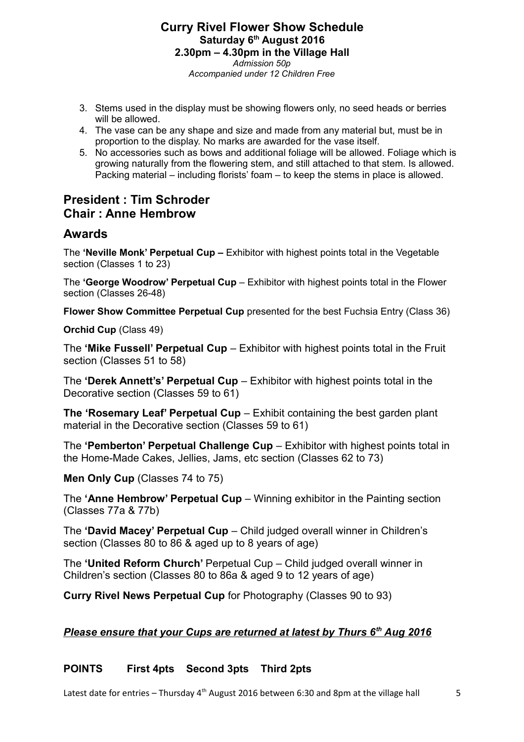# Curry Rivel Flower Show Schedule

**Saturday 6th August 2016**

**2.30pm – 4.30pm in the Village Hall**

*Admission 50p*

*Accompanied under 12 Children Free*

3. Stems used in the display must be showing flowers only, no seed heads or berries will be allowed.
4. The vase can be any shape and size and made from any material but, must be in proportion to the display. No marks are awarded for the vase itself.
5. No accessories such as bows and additional foliage will be allowed. Foliage which is growing naturally from the flowering stem, and still attached to that stem. Is allowed. Packing material – including florists' foam – to keep the stems in place is allowed.

## President : Tim Schroder
## Chair : Anne Hembrow

## Awards

The **'Neville Monk' Perpetual Cup –** Exhibitor with highest points total in the Vegetable section (Classes 1 to 23)

The **'George Woodrow' Perpetual Cup** – Exhibitor with highest points total in the Flower section (Classes 26-48)

**Flower Show Committee Perpetual Cup** presented for the best Fuchsia Entry (Class 36)

**Orchid Cup** (Class 49)

The **'Mike Fussell' Perpetual Cup** – Exhibitor with highest points total in the Fruit section (Classes 51 to 58)

The **'Derek Annett's' Perpetual Cup** – Exhibitor with highest points total in the Decorative section (Classes 59 to 61)

**The 'Rosemary Leaf' Perpetual Cup** – Exhibit containing the best garden plant material in the Decorative section (Classes 59 to 61)

The **'Pemberton' Perpetual Challenge Cup** – Exhibitor with highest points total in the Home-Made Cakes, Jellies, Jams, etc section (Classes 62 to 73)

**Men Only Cup** (Classes 74 to 75)

The **'Anne Hembrow' Perpetual Cup** – Winning exhibitor in the Painting section (Classes 77a & 77b)

The **'David Macey' Perpetual Cup** – Child judged overall winner in Children's section (Classes 80 to 86 & aged up to 8 years of age)

The **'United Reform Church'** Perpetual Cup – Child judged overall winner in Children's section (Classes 80 to 86a & aged 9 to 12 years of age)

**Curry Rivel News Perpetual Cup** for Photography (Classes 90 to 93)

***Please ensure that your Cups are returned at latest by Thurs 6th Aug 2016***

**POINTS First 4pts Second 3pts Third 2pts**

Latest date for entries – Thursday 4th August 2016 between 6:30 and 8pm at the village hall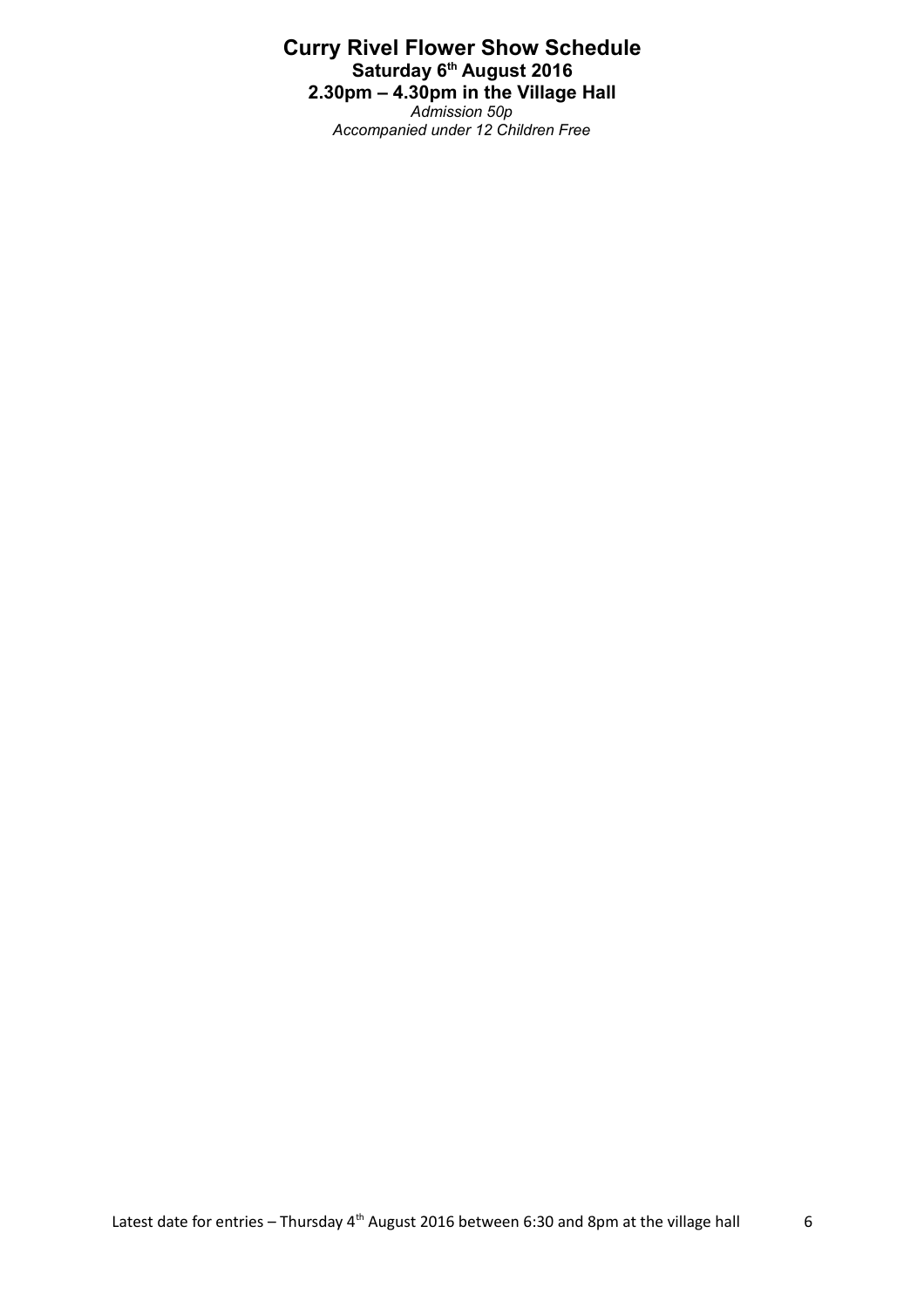# Curry Rivel Flower Show Schedule

## Saturday 6th August 2016

## 2.30pm – 4.30pm in the Village Hall

*Admission 50p*

*Accompanied under 12 Children Free*